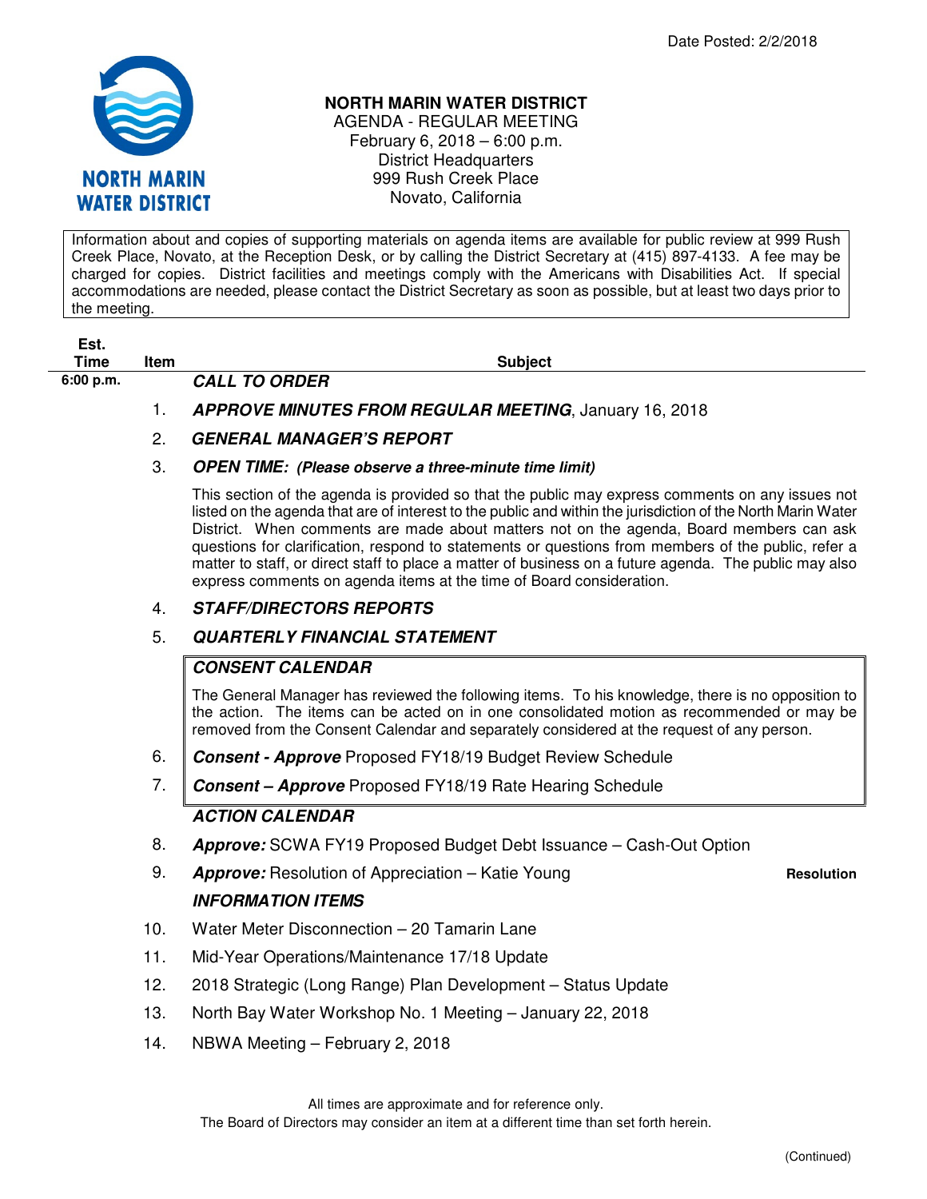Date Posted: 2/2/2018

# NORTH MARIN WATER DISTRICT

AGENDA - REGULAR MEETING
February 6, 2018 – 6:00 p.m.
District Headquarters
999 Rush Creek Place
Novato, California

Information about and copies of supporting materials on agenda items are available for public review at 999 Rush Creek Place, Novato, at the Reception Desk, or by calling the District Secretary at (415) 897-4133. A fee may be charged for copies. District facilities and meetings comply with the Americans with Disabilities Act. If special accommodations are needed, please contact the District Secretary as soon as possible, but at least two days prior to the meeting.

| Est. Time | Item | Subject | |
|---|---|---|---|
| 6:00 p.m. | | ***CALL TO ORDER*** | |
| | 1. | ***APPROVE MINUTES FROM REGULAR MEETING***, January 16, 2018 | |
| | 2. | ***GENERAL MANAGER'S REPORT*** | |
| | 3. | ***OPEN TIME: (Please observe a three-minute time limit)*** | |
| | | This section of the agenda is provided so that the public may express comments on any issues not listed on the agenda that are of interest to the public and within the jurisdiction of the North Marin Water District. When comments are made about matters not on the agenda, Board members can ask questions for clarification, respond to statements or questions from members of the public, refer a matter to staff, or direct staff to place a matter of business on a future agenda. The public may also express comments on agenda items at the time of Board consideration. | |
| | 4. | ***STAFF/DIRECTORS REPORTS*** | |
| | 5. | ***QUARTERLY FINANCIAL STATEMENT*** | |
| | | ***CONSENT CALENDAR*** | |
| | | The General Manager has reviewed the following items. To his knowledge, there is no opposition to the action. The items can be acted on in one consolidated motion as recommended or may be removed from the Consent Calendar and separately considered at the request of any person. | |
| | 6. | ***Consent - Approve*** Proposed FY18/19 Budget Review Schedule | |
| | 7. | ***Consent – Approve*** Proposed FY18/19 Rate Hearing Schedule | |
| | | ***ACTION CALENDAR*** | |
| | 8. | ***Approve:*** SCWA FY19 Proposed Budget Debt Issuance – Cash-Out Option | |
| | 9. | ***Approve:*** Resolution of Appreciation – Katie Young | **Resolution** |
| | | ***INFORMATION ITEMS*** | |
| | 10. | Water Meter Disconnection – 20 Tamarin Lane | |
| | 11. | Mid-Year Operations/Maintenance 17/18 Update | |
| | 12. | 2018 Strategic (Long Range) Plan Development – Status Update | |
| | 13. | North Bay Water Workshop No. 1 Meeting – January 22, 2018 | |
| | 14. | NBWA Meeting – February 2, 2018 | |

All times are approximate and for reference only.
The Board of Directors may consider an item at a different time than set forth herein.

(Continued)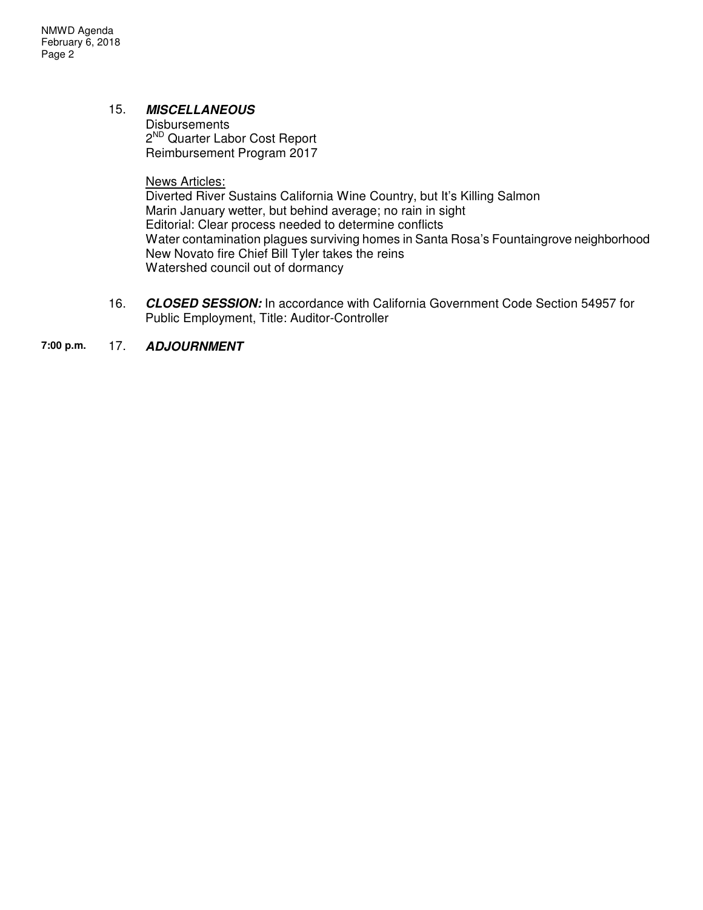15. ***MISCELLANEOUS***
    Disbursements
    2ND Quarter Labor Cost Report
    Reimbursement Program 2017

    News Articles:
    Diverted River Sustains California Wine Country, but It's Killing Salmon
    Marin January wetter, but behind average; no rain in sight
    Editorial: Clear process needed to determine conflicts
    Water contamination plagues surviving homes in Santa Rosa's Fountaingrove neighborhood
    New Novato fire Chief Bill Tyler takes the reins
    Watershed council out of dormancy

16. ***CLOSED SESSION:*** In accordance with California Government Code Section 54957 for Public Employment, Title: Auditor-Controller

**7:00 p.m.** 17. ***ADJOURNMENT***